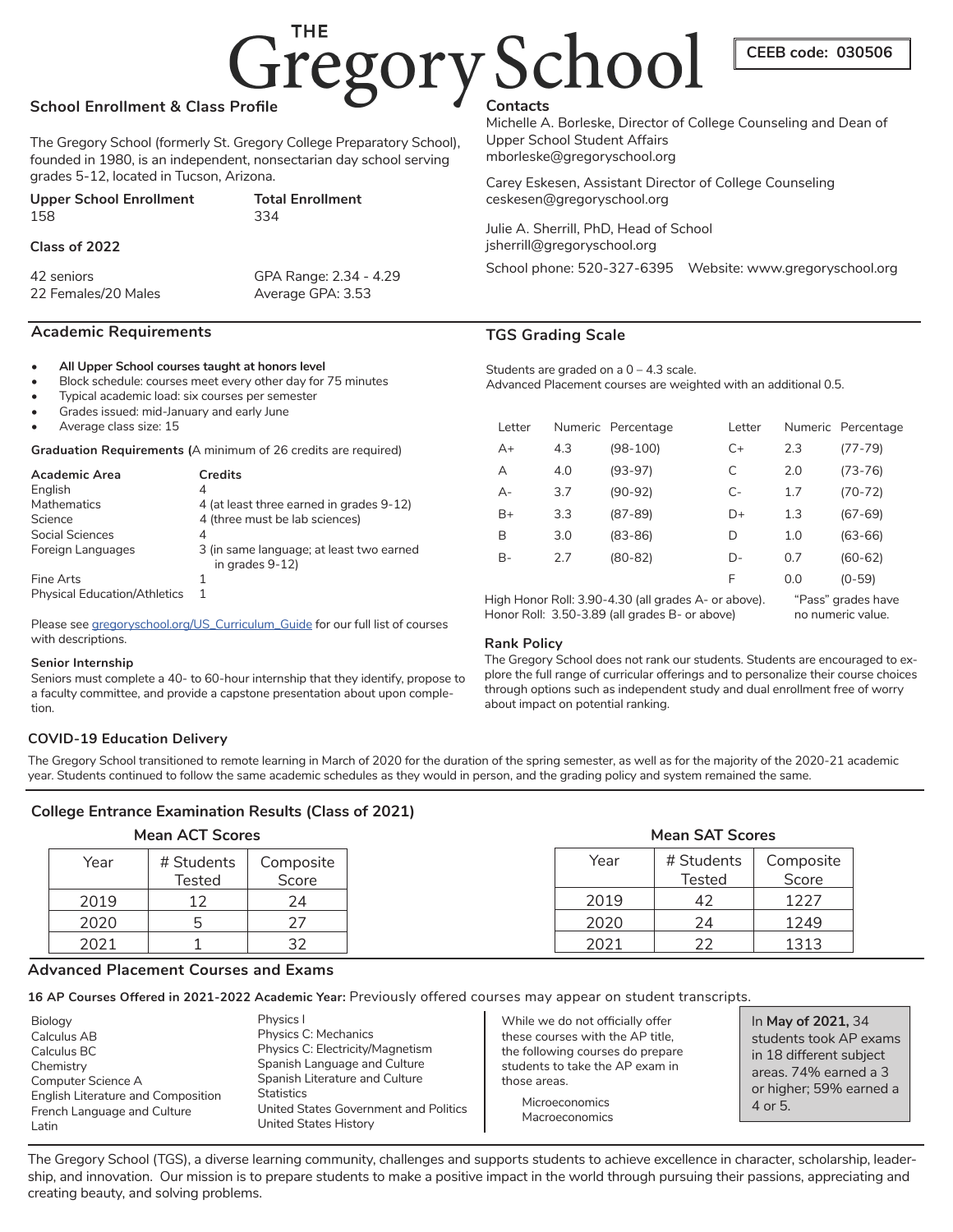# THE Gregory School

**CEEB code: 030506**

## School Enrollment & Class Profile

The Gregory School (formerly St. Gregory College Preparatory School), founded in 1980, is an independent, nonsectarian day school serving grades 5-12, located in Tucson, Arizona.

**Upper School Enrollment**
158

**Total Enrollment**
334

**Class of 2022**

42 seniors
22 Females/20 Males

GPA Range: 2.34 - 4.29
Average GPA: 3.53

## Contacts

Michelle A. Borleske, Director of College Counseling and Dean of Upper School Student Affairs
mborleske@gregoryschool.org

Carey Eskesen, Assistant Director of College Counseling
ceskesen@gregoryschool.org

Julie A. Sherrill, PhD, Head of School
jsherrill@gregoryschool.org

School phone: 520-327-6395 Website: www.gregoryschool.org

## Academic Requirements

- **All Upper School courses taught at honors level**
- Block schedule: courses meet every other day for 75 minutes
- Typical academic load: six courses per semester
- Grades issued: mid-January and early June
- Average class size: 15

**Graduation Requirements (**A minimum of 26 credits are required)

| Academic Area | Credits |
|---|---|
| English | 4 |
| Mathematics | 4 (at least three earned in grades 9-12) |
| Science | 4 (three must be lab sciences) |
| Social Sciences | 4 |
| Foreign Languages | 3 (in same language; at least two earned in grades 9-12) |
| Fine Arts | 1 |
| Physical Education/Athletics | 1 |

Please see gregoryschool.org/US_Curriculum_Guide for our full list of courses with descriptions.

**Senior Internship**

Seniors must complete a 40- to 60-hour internship that they identify, propose to a faculty committee, and provide a capstone presentation about upon completion.

## TGS Grading Scale

Students are graded on a 0 – 4.3 scale.
Advanced Placement courses are weighted with an additional 0.5.

| Letter | Numeric | Percentage | Letter | Numeric | Percentage |
|---|---|---|---|---|---|
| A+ | 4.3 | (98-100) | C+ | 2.3 | (77-79) |
| A | 4.0 | (93-97) | C | 2.0 | (73-76) |
| A- | 3.7 | (90-92) | C- | 1.7 | (70-72) |
| B+ | 3.3 | (87-89) | D+ | 1.3 | (67-69) |
| B | 3.0 | (83-86) | D | 1.0 | (63-66) |
| B- | 2.7 | (80-82) | D- | 0.7 | (60-62) |
| | | | F | 0.0 | (0-59) |

High Honor Roll: 3.90-4.30 (all grades A- or above).
Honor Roll: 3.50-3.89 (all grades B- or above)

"Pass" grades have no numeric value.

**Rank Policy**

The Gregory School does not rank our students. Students are encouraged to explore the full range of curricular offerings and to personalize their course choices through options such as independent study and dual enrollment free of worry about impact on potential ranking.

## COVID-19 Education Delivery

The Gregory School transitioned to remote learning in March of 2020 for the duration of the spring semester, as well as for the majority of the 2020-21 academic year. Students continued to follow the same academic schedules as they would in person, and the grading policy and system remained the same.

## College Entrance Examination Results (Class of 2021)

**Mean ACT Scores**

| Year | # Students Tested | Composite Score |
|---|---|---|
| 2019 | 12 | 24 |
| 2020 | 5 | 27 |
| 2021 | 1 | 32 |

**Mean SAT Scores**

| Year | # Students Tested | Composite Score |
|---|---|---|
| 2019 | 42 | 1227 |
| 2020 | 24 | 1249 |
| 2021 | 22 | 1313 |

## Advanced Placement Courses and Exams

**16 AP Courses Offered in 2021-2022 Academic Year:** Previously offered courses may appear on student transcripts.

- Biology
- Calculus AB
- Calculus BC
- Chemistry
- Computer Science A
- English Literature and Composition
- French Language and Culture
- Latin
- Physics I
- Physics C: Mechanics
- Physics C: Electricity/Magnetism
- Spanish Language and Culture
- Spanish Literature and Culture
- Statistics
- United States Government and Politics
- United States History

While we do not officially offer these courses with the AP title, the following courses do prepare students to take the AP exam in those areas.

- Microeconomics
- Macroeconomics

In **May of 2021,** 34 students took AP exams in 18 different subject areas. 74% earned a 3 or higher; 59% earned a 4 or 5.

The Gregory School (TGS), a diverse learning community, challenges and supports students to achieve excellence in character, scholarship, leadership, and innovation. Our mission is to prepare students to make a positive impact in the world through pursuing their passions, appreciating and creating beauty, and solving problems.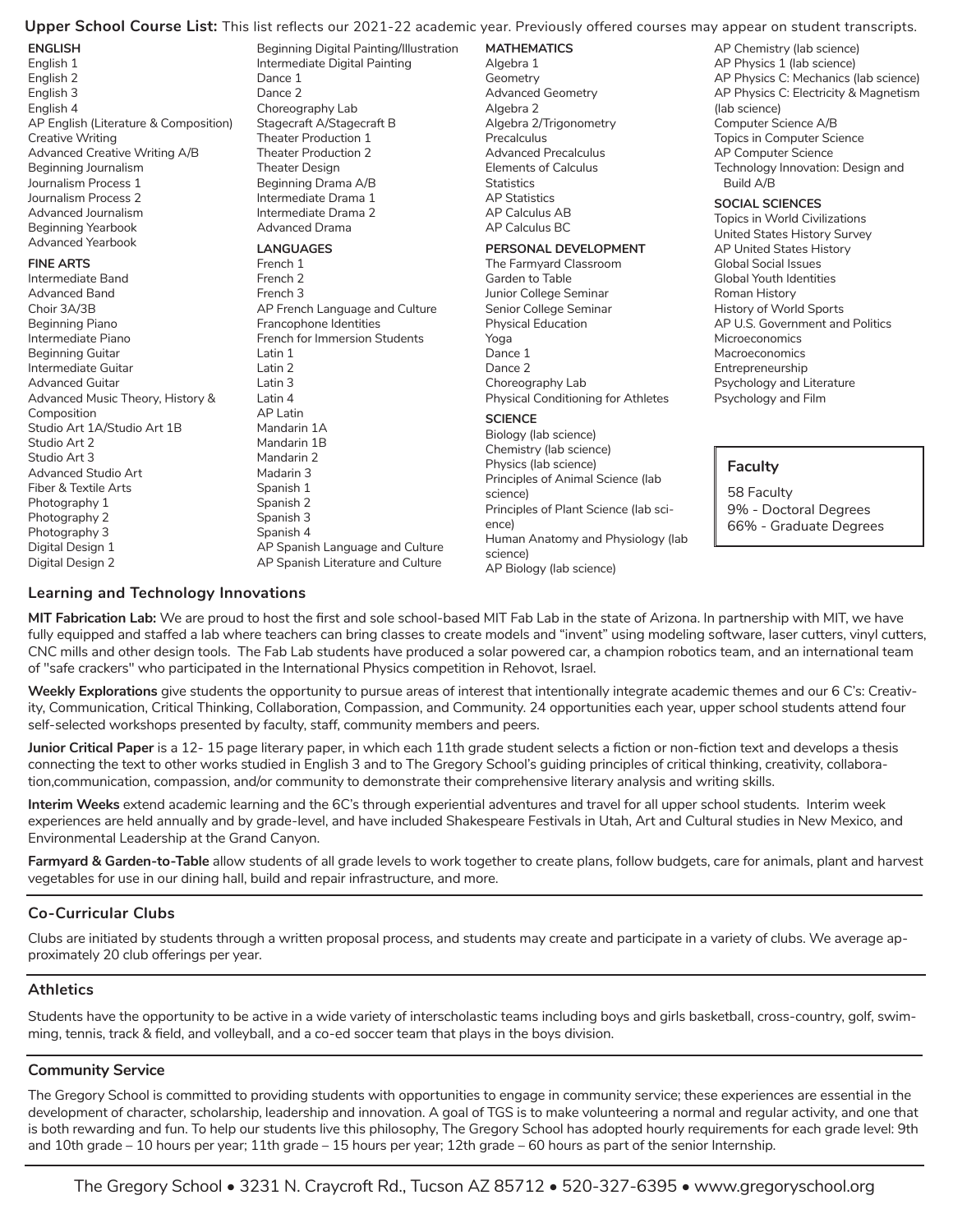**Upper School Course List:** This list reflects our 2021-22 academic year. Previously offered courses may appear on student transcripts.

### ENGLISH
English 1
English 2
English 3
English 4
AP English (Literature & Composition)
Creative Writing
Advanced Creative Writing A/B
Beginning Journalism
Journalism Process 1
Journalism Process 2
Advanced Journalism
Beginning Yearbook
Advanced Yearbook

### FINE ARTS
Intermediate Band
Advanced Band
Choir 3A/3B
Beginning Piano
Intermediate Piano
Beginning Guitar
Intermediate Guitar
Advanced Guitar
Advanced Music Theory, History & Composition
Studio Art 1A/Studio Art 1B
Studio Art 2
Studio Art 3
Advanced Studio Art
Fiber & Textile Arts
Photography 1
Photography 2
Photography 3
Digital Design 1
Digital Design 2
Beginning Digital Painting/Illustration
Intermediate Digital Painting
Dance 1
Dance 2
Choreography Lab
Stagecraft A/Stagecraft B
Theater Production 1
Theater Production 2
Theater Design
Beginning Drama A/B
Intermediate Drama 1
Intermediate Drama 2
Advanced Drama

### LANGUAGES
French 1
French 2
French 3
AP French Language and Culture
Francophone Identities
French for Immersion Students
Latin 1
Latin 2
Latin 3
Latin 4
AP Latin
Mandarin 1A
Mandarin 1B
Mandarin 2
Madarin 3
Spanish 1
Spanish 2
Spanish 3
Spanish 4
AP Spanish Language and Culture
AP Spanish Literature and Culture

### MATHEMATICS
Algebra 1
Geometry
Advanced Geometry
Algebra 2
Algebra 2/Trigonometry
Precalculus
Advanced Precalculus
Elements of Calculus
Statistics
AP Statistics
AP Calculus AB
AP Calculus BC

### PERSONAL DEVELOPMENT
The Farmyard Classroom
Garden to Table
Junior College Seminar
Senior College Seminar
Physical Education
Yoga
Dance 1
Dance 2
Choreography Lab
Physical Conditioning for Athletes

### SCIENCE
Biology (lab science)
Chemistry (lab science)
Physics (lab science)
Principles of Animal Science (lab science)
Principles of Plant Science (lab science)
Human Anatomy and Physiology (lab science)
AP Biology (lab science)
AP Chemistry (lab science)
AP Physics 1 (lab science)
AP Physics C: Mechanics (lab science)
AP Physics C: Electricity & Magnetism (lab science)
Computer Science A/B
Topics in Computer Science
AP Computer Science
Technology Innovation: Design and Build A/B

### SOCIAL SCIENCES
Topics in World Civilizations
United States History Survey
AP United States History
Global Social Issues
Global Youth Identities
Roman History
History of World Sports
AP U.S. Government and Politics
Microeconomics
Macroeconomics
Entrepreneurship
Psychology and Literature
Psychology and Film

### Faculty
58 Faculty
9% - Doctoral Degrees
66% - Graduate Degrees

## Learning and Technology Innovations

**MIT Fabrication Lab:** We are proud to host the first and sole school-based MIT Fab Lab in the state of Arizona. In partnership with MIT, we have fully equipped and staffed a lab where teachers can bring classes to create models and "invent" using modeling software, laser cutters, vinyl cutters, CNC mills and other design tools. The Fab Lab students have produced a solar powered car, a champion robotics team, and an international team of "safe crackers" who participated in the International Physics competition in Rehovot, Israel.

**Weekly Explorations** give students the opportunity to pursue areas of interest that intentionally integrate academic themes and our 6 C's: Creativity, Communication, Critical Thinking, Collaboration, Compassion, and Community. 24 opportunities each year, upper school students attend four self-selected workshops presented by faculty, staff, community members and peers.

**Junior Critical Paper** is a 12- 15 page literary paper, in which each 11th grade student selects a fiction or non-fiction text and develops a thesis connecting the text to other works studied in English 3 and to The Gregory School's guiding principles of critical thinking, creativity, collaboration,communication, compassion, and/or community to demonstrate their comprehensive literary analysis and writing skills.

**Interim Weeks** extend academic learning and the 6C's through experiential adventures and travel for all upper school students. Interim week experiences are held annually and by grade-level, and have included Shakespeare Festivals in Utah, Art and Cultural studies in New Mexico, and Environmental Leadership at the Grand Canyon.

**Farmyard & Garden-to-Table** allow students of all grade levels to work together to create plans, follow budgets, care for animals, plant and harvest vegetables for use in our dining hall, build and repair infrastructure, and more.

## Co-Curricular Clubs

Clubs are initiated by students through a written proposal process, and students may create and participate in a variety of clubs. We average approximately 20 club offerings per year.

## Athletics

Students have the opportunity to be active in a wide variety of interscholastic teams including boys and girls basketball, cross-country, golf, swimming, tennis, track & field, and volleyball, and a co-ed soccer team that plays in the boys division.

## Community Service

The Gregory School is committed to providing students with opportunities to engage in community service; these experiences are essential in the development of character, scholarship, leadership and innovation. A goal of TGS is to make volunteering a normal and regular activity, and one that is both rewarding and fun. To help our students live this philosophy, The Gregory School has adopted hourly requirements for each grade level: 9th and 10th grade – 10 hours per year; 11th grade – 15 hours per year; 12th grade – 60 hours as part of the senior Internship.

The Gregory School • 3231 N. Craycroft Rd., Tucson AZ 85712 • 520-327-6395 • www.gregoryschool.org